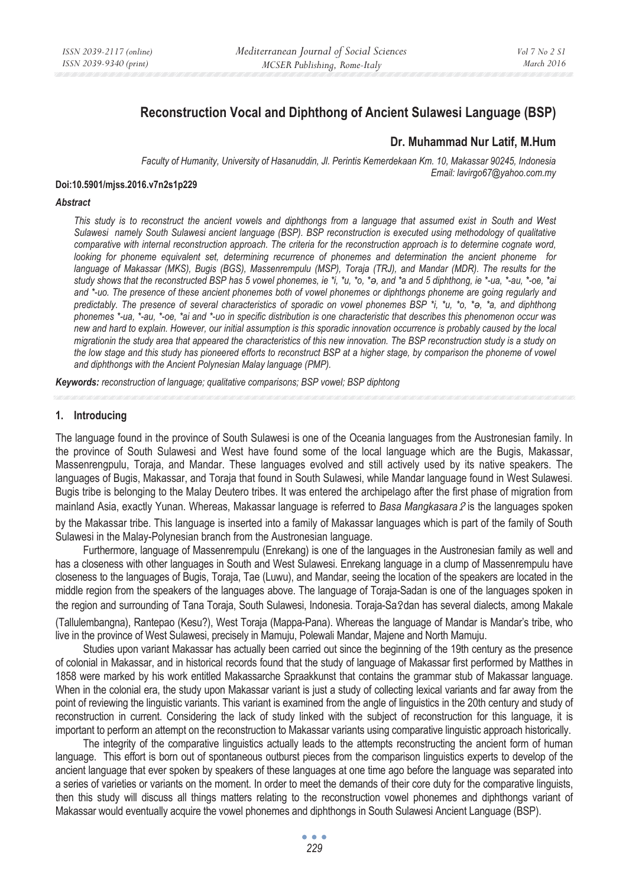# Reconstruction Vocal and Diphthong of Ancient Sulawesi Language (BSP)

## Dr. Muhammad Nur Latif, M.Hum

*Faculty of Humanity, University of Hasanuddin, Jl. Perintis Kemerdekaan Km. 10, Makassar 90245, Indonesia*
*Email: lavirgo67@yahoo.com.my*

**Doi:10.5901/mjss.2016.v7n2s1p229**

### *Abstract*

*This study is to reconstruct the ancient vowels and diphthongs from a language that assumed exist in South and West Sulawesi namely South Sulawesi ancient language (BSP). BSP reconstruction is executed using methodology of qualitative comparative with internal reconstruction approach. The criteria for the reconstruction approach is to determine cognate word, looking for phoneme equivalent set, determining recurrence of phonemes and determination the ancient phoneme for language of Makassar (MKS), Bugis (BGS), Massenrempulu (MSP), Toraja (TRJ), and Mandar (MDR). The results for the study shows that the reconstructed BSP has 5 vowel phonemes, ie *i, *u, *o, *ə, and *a and 5 diphthong, ie *-ua, *-au, *-oe, *ai and *-uo. The presence of these ancient phonemes both of vowel phonemes or diphthongs phoneme are going regularly and predictably. The presence of several characteristics of sporadic on vowel phonemes BSP *i, *u, *o, *ə, *a, and diphthong phonemes *-ua, *-au, *-oe, *ai and *-uo in specific distribution is one characteristic that describes this phenomenon occur was new and hard to explain. However, our initial assumption is this sporadic innovation occurrence is probably caused by the local migrationin the study area that appeared the characteristics of this new innovation. The BSP reconstruction study is a study on the low stage and this study has pioneered efforts to reconstruct BSP at a higher stage, by comparison the phoneme of vowel and diphthongs with the Ancient Polynesian Malay language (PMP).*

***Keywords:*** *reconstruction of language; qualitative comparisons; BSP vowel; BSP diphtong*

## 1. Introducing

The language found in the province of South Sulawesi is one of the Oceania languages from the Austronesian family. In the province of South Sulawesi and West have found some of the local language which are the Bugis, Makassar, Massenrengpulu, Toraja, and Mandar. These languages evolved and still actively used by its native speakers. The languages of Bugis, Makassar, and Toraja that found in South Sulawesi, while Mandar language found in West Sulawesi. Bugis tribe is belonging to the Malay Deutero tribes. It was entered the archipelago after the first phase of migration from mainland Asia, exactly Yunan. Whereas, Makassar language is referred to *Basa Mangkasaraʔ* is the languages spoken by the Makassar tribe. This language is inserted into a family of Makassar languages which is part of the family of South Sulawesi in the Malay-Polynesian branch from the Austronesian language.

Furthermore, language of Massenrempulu (Enrekang) is one of the languages in the Austronesian family as well and has a closeness with other languages in South and West Sulawesi. Enrekang language in a clump of Massenrempulu have closeness to the languages of Bugis, Toraja, Tae (Luwu), and Mandar, seeing the location of the speakers are located in the middle region from the speakers of the languages above. The language of Toraja-Sadan is one of the languages spoken in the region and surrounding of Tana Toraja, South Sulawesi, Indonesia. Toraja-Saʔdan has several dialects, among Makale (Tallulembangna), Rantepao (Kesu?), West Toraja (Mappa-Pana). Whereas the language of Mandar is Mandar's tribe, who live in the province of West Sulawesi, precisely in Mamuju, Polewali Mandar, Majene and North Mamuju.

Studies upon variant Makassar has actually been carried out since the beginning of the 19th century as the presence of colonial in Makassar, and in historical records found that the study of language of Makassar first performed by Matthes in 1858 were marked by his work entitled Makassarche Spraakkunst that contains the grammar stub of Makassar language. When in the colonial era, the study upon Makassar variant is just a study of collecting lexical variants and far away from the point of reviewing the linguistic variants. This variant is examined from the angle of linguistics in the 20th century and study of reconstruction in current. Considering the lack of study linked with the subject of reconstruction for this language, it is important to perform an attempt on the reconstruction to Makassar variants using comparative linguistic approach historically.

The integrity of the comparative linguistics actually leads to the attempts reconstructing the ancient form of human language. This effort is born out of spontaneous outburst pieces from the comparison linguistics experts to develop of the ancient language that ever spoken by speakers of these languages at one time ago before the language was separated into a series of varieties or variants on the moment. In order to meet the demands of their core duty for the comparative linguists, then this study will discuss all things matters relating to the reconstruction vowel phonemes and diphthongs variant of Makassar would eventually acquire the vowel phonemes and diphthongs in South Sulawesi Ancient Language (BSP).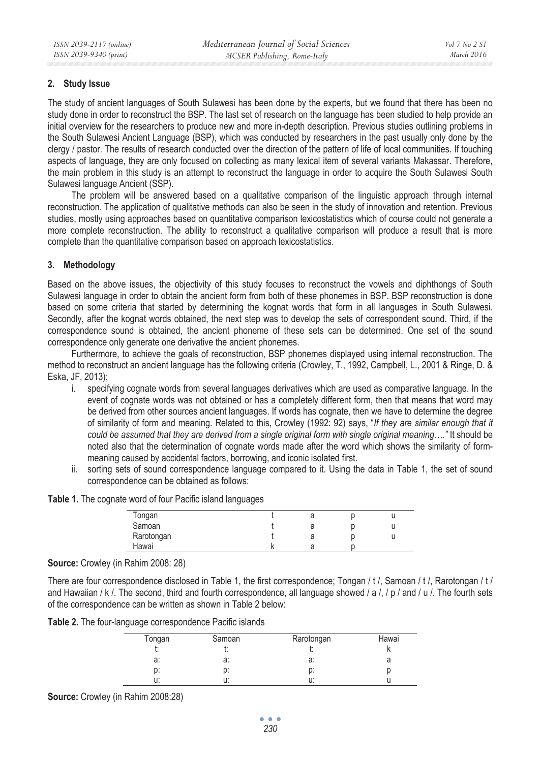## 2. Study Issue

The study of ancient languages of South Sulawesi has been done by the experts, but we found that there has been no study done in order to reconstruct the BSP. The last set of research on the language has been studied to help provide an initial overview for the researchers to produce new and more in-depth description. Previous studies outlining problems in the South Sulawesi Ancient Language (BSP), which was conducted by researchers in the past usually only done by the clergy / pastor. The results of research conducted over the direction of the pattern of life of local communities. If touching aspects of language, they are only focused on collecting as many lexical item of several variants Makassar. Therefore, the main problem in this study is an attempt to reconstruct the language in order to acquire the South Sulawesi South Sulawesi language Ancient (SSP).

The problem will be answered based on a qualitative comparison of the linguistic approach through internal reconstruction. The application of qualitative methods can also be seen in the study of innovation and retention. Previous studies, mostly using approaches based on quantitative comparison lexicostatistics which of course could not generate a more complete reconstruction. The ability to reconstruct a qualitative comparison will produce a result that is more complete than the quantitative comparison based on approach lexicostatistics.

## 3. Methodology

Based on the above issues, the objectivity of this study focuses to reconstruct the vowels and diphthongs of South Sulawesi language in order to obtain the ancient form from both of these phonemes in BSP. BSP reconstruction is done based on some criteria that started by determining the kognat words that form in all languages in South Sulawesi. Secondly, after the kognat words obtained, the next step was to develop the sets of correspondent sound. Third, if the correspondence sound is obtained, the ancient phoneme of these sets can be determined. One set of the sound correspondence only generate one derivative the ancient phonemes.

Furthermore, to achieve the goals of reconstruction, BSP phonemes displayed using internal reconstruction. The method to reconstruct an ancient language has the following criteria (Crowley, T., 1992, Campbell, L., 2001 & Ringe, D. & Eska, JF, 2013);

i. specifying cognate words from several languages derivatives which are used as comparative language. In the event of cognate words was not obtained or has a completely different form, then that means that word may be derived from other sources ancient languages. If words has cognate, then we have to determine the degree of similarity of form and meaning. Related to this, Crowley (1992: 92) says, "*If they are similar enough that it could be assumed that they are derived from a single original form with single original meaning…."* It should be noted also that the determination of cognate words made after the word which shows the similarity of form-meaning caused by accidental factors, borrowing, and iconic isolated first.

ii. sorting sets of sound correspondence language compared to it. Using the data in Table 1, the set of sound correspondence can be obtained as follows:

**Table 1.** The cognate word of four Pacific island languages

| | | | | |
|---|---|---|---|---|
| Tongan | t | a | p | u |
| Samoan | t | a | p | u |
| Rarotongan | t | a | p | u |
| Hawai | k | a | p | |

**Source:** Crowley (in Rahim 2008: 28)

There are four correspondence disclosed in Table 1, the first correspondence; Tongan / t /, Samoan / t /, Rarotongan / t / and Hawaiian / k /. The second, third and fourth correspondence, all language showed / a /, / p / and / u /. The fourth sets of the correspondence can be written as shown in Table 2 below:

**Table 2.** The four-language correspondence Pacific islands

| Tongan | Samoan | Rarotongan | Hawai |
|---|---|---|---|
| t: | t: | t: | k |
| a: | a: | a: | a |
| p: | p: | p: | p |
| u: | u: | u: | u |

**Source:** Crowley (in Rahim 2008:28)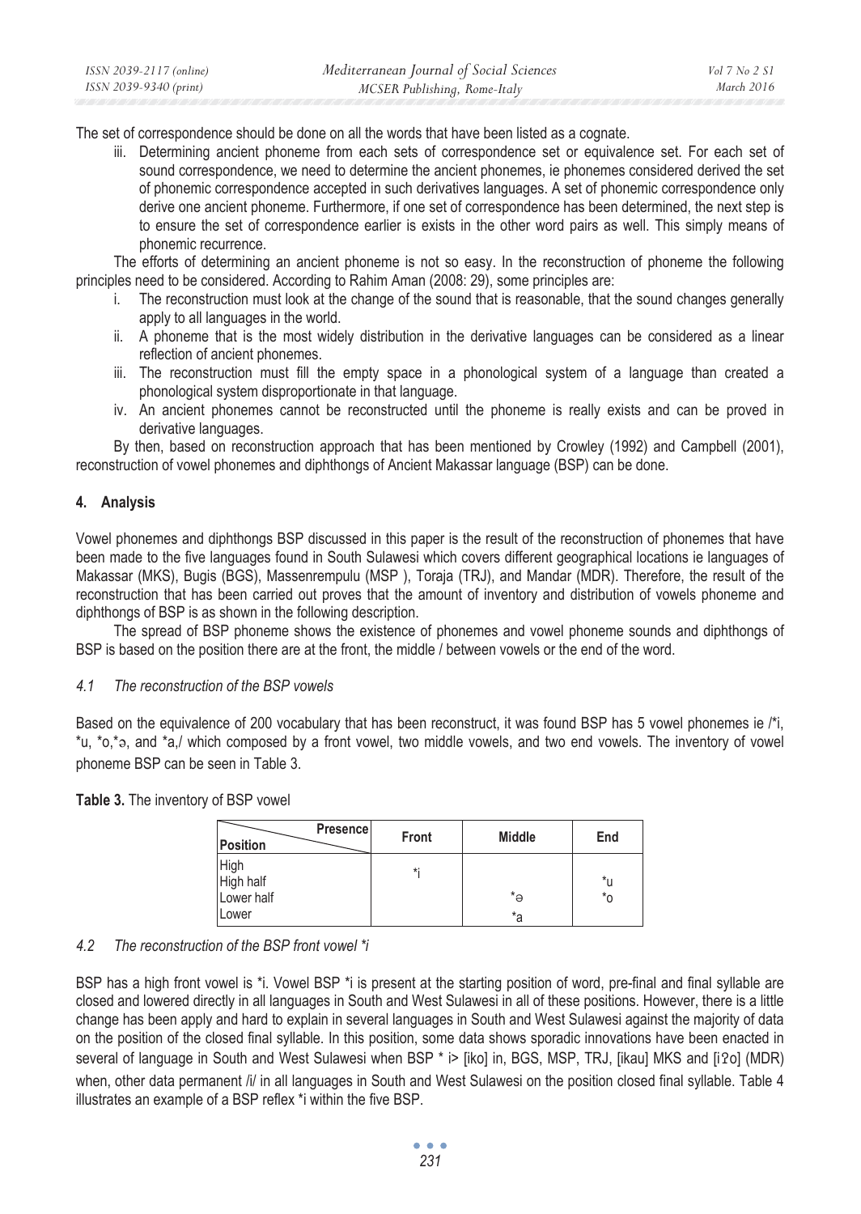The set of correspondence should be done on all the words that have been listed as a cognate.

iii. Determining ancient phoneme from each sets of correspondence set or equivalence set. For each set of sound correspondence, we need to determine the ancient phonemes, ie phonemes considered derived the set of phonemic correspondence accepted in such derivatives languages. A set of phonemic correspondence only derive one ancient phoneme. Furthermore, if one set of correspondence has been determined, the next step is to ensure the set of correspondence earlier is exists in the other word pairs as well. This simply means of phonemic recurrence.

The efforts of determining an ancient phoneme is not so easy. In the reconstruction of phoneme the following principles need to be considered. According to Rahim Aman (2008: 29), some principles are:

i. The reconstruction must look at the change of the sound that is reasonable, that the sound changes generally apply to all languages in the world.
ii. A phoneme that is the most widely distribution in the derivative languages can be considered as a linear reflection of ancient phonemes.
iii. The reconstruction must fill the empty space in a phonological system of a language than created a phonological system disproportionate in that language.
iv. An ancient phonemes cannot be reconstructed until the phoneme is really exists and can be proved in derivative languages.

By then, based on reconstruction approach that has been mentioned by Crowley (1992) and Campbell (2001), reconstruction of vowel phonemes and diphthongs of Ancient Makassar language (BSP) can be done.

## 4. Analysis

Vowel phonemes and diphthongs BSP discussed in this paper is the result of the reconstruction of phonemes that have been made to the five languages found in South Sulawesi which covers different geographical locations ie languages of Makassar (MKS), Bugis (BGS), Massenrempulu (MSP ), Toraja (TRJ), and Mandar (MDR). Therefore, the result of the reconstruction that has been carried out proves that the amount of inventory and distribution of vowels phoneme and diphthongs of BSP is as shown in the following description.

The spread of BSP phoneme shows the existence of phonemes and vowel phoneme sounds and diphthongs of BSP is based on the position there are at the front, the middle / between vowels or the end of the word.

### *4.1 The reconstruction of the BSP vowels*

Based on the equivalence of 200 vocabulary that has been reconstruct, it was found BSP has 5 vowel phonemes ie /*i, *u, *o,*ə, and *a,/ which composed by a front vowel, two middle vowels, and two end vowels. The inventory of vowel phoneme BSP can be seen in Table 3.

**Table 3.** The inventory of BSP vowel

| Position \ Presence | Front | Middle | End |
|---|---|---|---|
| High | *i | | |
| High half | | | *u |
| Lower half | | *ə | *o |
| Lower | | *a | |

### *4.2 The reconstruction of the BSP front vowel *i*

BSP has a high front vowel is *i. Vowel BSP *i is present at the starting position of word, pre-final and final syllable are closed and lowered directly in all languages in South and West Sulawesi in all of these positions. However, there is a little change has been apply and hard to explain in several languages in South and West Sulawesi against the majority of data on the position of the closed final syllable. In this position, some data shows sporadic innovations have been enacted in several of language in South and West Sulawesi when BSP * i> [iko] in, BGS, MSP, TRJ, [ikau] MKS and [iʔo] (MDR) when, other data permanent /i/ in all languages in South and West Sulawesi on the position closed final syllable. Table 4 illustrates an example of a BSP reflex *i within the five BSP.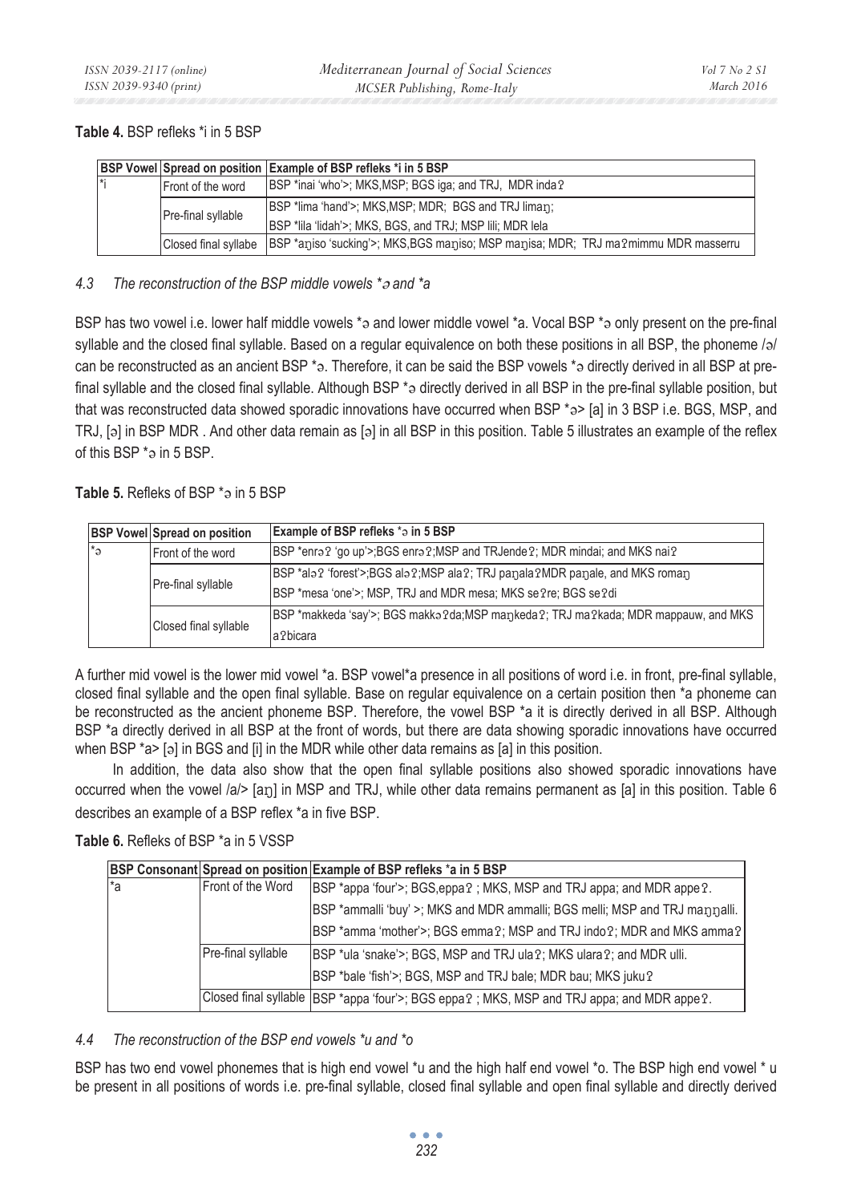**Table 4.** BSP refleks *i in 5 BSP

| BSP Vowel | Spread on position | Example of BSP refleks *i in 5 BSP |
|---|---|---|
| *i | Front of the word | BSP *inai 'who'>; MKS,MSP; BGS iga; and TRJ, MDR indaʔ |
| | Pre-final syllable | BSP *lima 'hand'>; MKS,MSP; MDR; BGS and TRJ limaŋ;<br>BSP *lila 'lidah'>; MKS, BGS, and TRJ; MSP lili; MDR lela |
| | Closed final syllabe | BSP *aŋiso 'sucking'>; MKS,BGS maŋiso; MSP maŋisa; MDR; TRJ maʔmimmu MDR masserru |

### 4.3 *The reconstruction of the BSP middle vowels *ə and *a*

BSP has two vowel i.e. lower half middle vowels *ə and lower middle vowel *a. Vocal BSP *ə only present on the pre-final syllable and the closed final syllable. Based on a regular equivalence on both these positions in all BSP, the phoneme /ə/ can be reconstructed as an ancient BSP *ə. Therefore, it can be said the BSP vowels *ə directly derived in all BSP at pre-final syllable and the closed final syllable. Although BSP *ə directly derived in all BSP in the pre-final syllable position, but that was reconstructed data showed sporadic innovations have occurred when BSP *ə> [a] in 3 BSP i.e. BGS, MSP, and TRJ, [ə] in BSP MDR . And other data remain as [ə] in all BSP in this position. Table 5 illustrates an example of the reflex of this BSP *ə in 5 BSP.

**Table 5.** Refleks of BSP *ə in 5 BSP

| BSP Vowel | Spread on position | Example of BSP refleks *ə in 5 BSP |
|---|---|---|
| *ə | Front of the word | BSP *enrəʔ 'go up'>;BGS enrəʔ;MSP and TRJendeʔ; MDR mindai; and MKS naiʔ |
| | Pre-final syllable | BSP *aləʔ 'forest'>;BGS aləʔ;MSP alaʔ; TRJ paŋalaʔMDR paŋale, and MKS romaŋ<br>BSP *mesa 'one'>; MSP, TRJ and MDR mesa; MKS seʔre; BGS seʔdi |
| | Closed final syllable | BSP *makkeda 'say'>; BGS makkəʔda;MSP maŋkedaʔ; TRJ maʔkada; MDR mappauw, and MKS aʔbicara |

A further mid vowel is the lower mid vowel *a. BSP vowel*a presence in all positions of word i.e. in front, pre-final syllable, closed final syllable and the open final syllable. Base on regular equivalence on a certain position then *a phoneme can be reconstructed as the ancient phoneme BSP. Therefore, the vowel BSP *a it is directly derived in all BSP. Although BSP *a directly derived in all BSP at the front of words, but there are data showing sporadic innovations have occurred when BSP *a> [ə] in BGS and [i] in the MDR while other data remains as [a] in this position.

In addition, the data also show that the open final syllable positions also showed sporadic innovations have occurred when the vowel /a/> [aŋ] in MSP and TRJ, while other data remains permanent as [a] in this position. Table 6 describes an example of a BSP reflex *a in five BSP.

**Table 6.** Refleks of BSP *a in 5 VSSP

| BSP Consonant | Spread on position | Example of BSP refleks *a in 5 BSP |
|---|---|---|
| *a | Front of the Word | BSP *appa 'four'>; BGS,eppaʔ ; MKS, MSP and TRJ appa; and MDR appeʔ.<br>BSP *ammalli 'buy' >; MKS and MDR ammalli; BGS melli; MSP and TRJ maŋŋalli.<br>BSP *amma 'mother'>; BGS emmaʔ; MSP and TRJ indoʔ; MDR and MKS ammaʔ |
| | Pre-final syllable | BSP *ula 'snake'>; BGS, MSP and TRJ ulaʔ; MKS ularaʔ; and MDR ulli.<br>BSP *bale 'fish'>; BGS, MSP and TRJ bale; MDR bau; MKS jukuʔ |
| | Closed final syllable | BSP *appa 'four'>; BGS eppaʔ ; MKS, MSP and TRJ appa; and MDR appeʔ. |

### 4.4 *The reconstruction of the BSP end vowels *u and *o*

BSP has two end vowel phonemes that is high end vowel *u and the high half end vowel *o. The BSP high end vowel * u be present in all positions of words i.e. pre-final syllable, closed final syllable and open final syllable and directly derived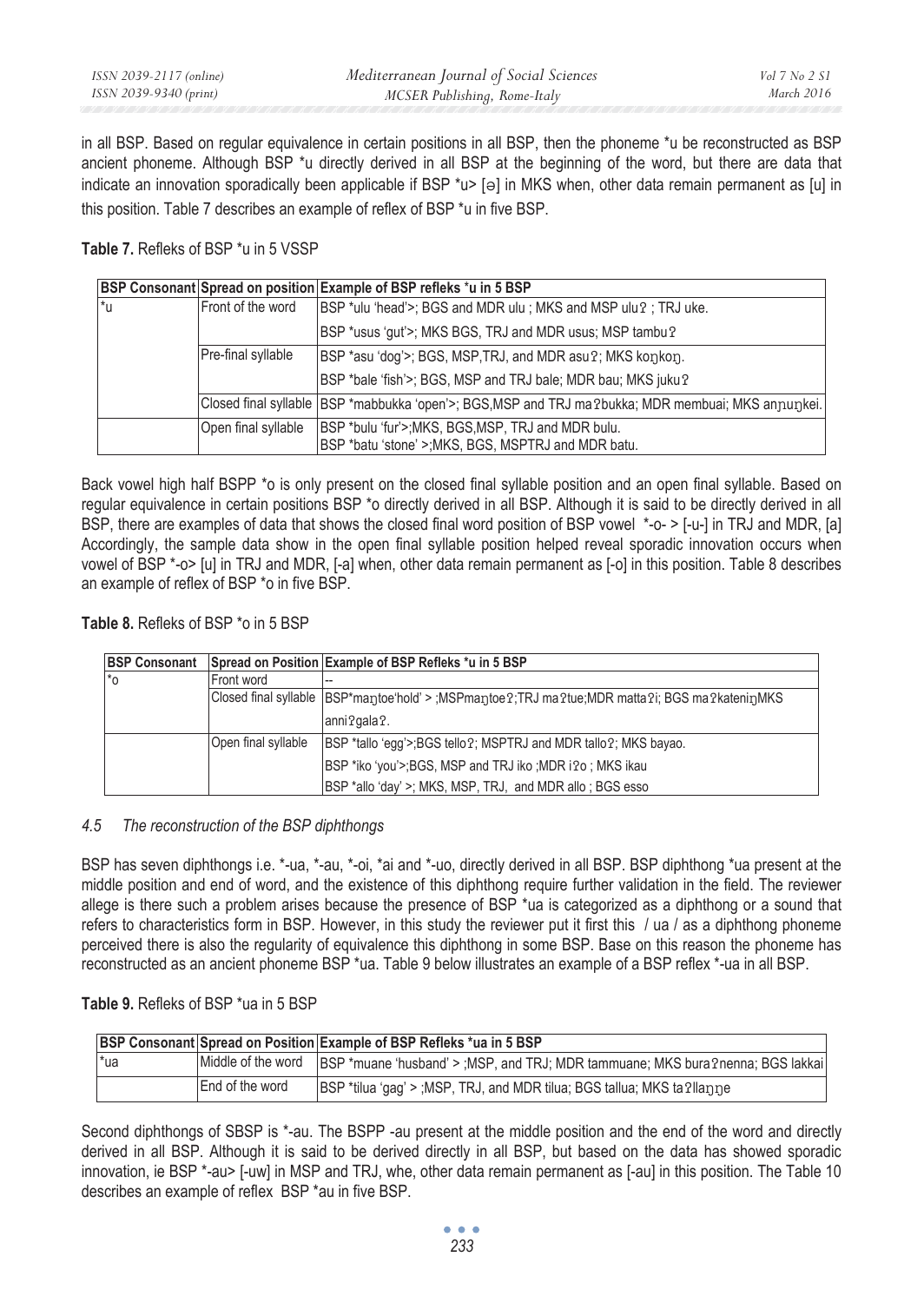in all BSP. Based on regular equivalence in certain positions in all BSP, then the phoneme *u be reconstructed as BSP ancient phoneme. Although BSP *u directly derived in all BSP at the beginning of the word, but there are data that indicate an innovation sporadically been applicable if BSP *u> [ə] in MKS when, other data remain permanent as [u] in this position. Table 7 describes an example of reflex of BSP *u in five BSP.

**Table 7.** Refleks of BSP *u in 5 VSSP

| BSP Consonant | Spread on position | Example of BSP refleks *u in 5 BSP |
|---|---|---|
| *u | Front of the word | BSP *ulu 'head'>; BGS and MDR ulu ; MKS and MSP uluʔ ; TRJ uke. |
| | | BSP *usus 'gut'>; MKS BGS, TRJ and MDR usus; MSP tambuʔ |
| | Pre-final syllable | BSP *asu 'dog'>; BGS, MSP,TRJ, and MDR asuʔ; MKS koŋkoŋ. |
| | | BSP *bale 'fish'>; BGS, MSP and TRJ bale; MDR bau; MKS jukuʔ |
| | Closed final syllable | BSP *mabbukka 'open'>; BGS,MSP and TRJ maʔbukka; MDR membuai; MKS aŋɲuŋkei. |
| | Open final syllable | BSP *bulu 'fur'>;MKS, BGS,MSP, TRJ and MDR bulu.<br>BSP *batu 'stone' >;MKS, BGS, MSPTRJ and MDR batu. |

Back vowel high half BSPP *o is only present on the closed final syllable position and an open final syllable. Based on regular equivalence in certain positions BSP *o directly derived in all BSP. Although it is said to be directly derived in all BSP, there are examples of data that shows the closed final word position of BSP vowel *-o- > [-u-] in TRJ and MDR, [a] Accordingly, the sample data show in the open final syllable position helped reveal sporadic innovation occurs when vowel of BSP *-o> [u] in TRJ and MDR, [-a] when, other data remain permanent as [-o] in this position. Table 8 describes an example of reflex of BSP *o in five BSP.

**Table 8.** Refleks of BSP *o in 5 BSP

| BSP Consonant | Spread on Position | Example of BSP Refleks *u in 5 BSP |
|---|---|---|
| *o | Front word | -- |
| | Closed final syllable | BSP*maŋtoe'hold' > ;MSPmaŋtoeʔ;TRJ maʔtue;MDR mattaʔi; BGS maʔkateniŋMKS |
| | | anniʔgalaʔ. |
| | Open final syllable | BSP *tallo 'egg'>;BGS telloʔ; MSPTRJ and MDR talloʔ; MKS bayao. |
| | | BSP *iko 'you'>;BGS, MSP and TRJ iko ;MDR iʔo ; MKS ikau |
| | | BSP *allo 'day' >; MKS, MSP, TRJ, and MDR allo ; BGS esso |

### *4.5 The reconstruction of the BSP diphthongs*

BSP has seven diphthongs i.e. *-ua, *-au, *-oi, *ai and *-uo, directly derived in all BSP. BSP diphthong *ua present at the middle position and end of word, and the existence of this diphthong require further validation in the field. The reviewer allege is there such a problem arises because the presence of BSP *ua is categorized as a diphthong or a sound that refers to characteristics form in BSP. However, in this study the reviewer put it first this / ua / as a diphthong phoneme perceived there is also the regularity of equivalence this diphthong in some BSP. Base on this reason the phoneme has reconstructed as an ancient phoneme BSP *ua. Table 9 below illustrates an example of a BSP reflex *-ua in all BSP.

**Table 9.** Refleks of BSP *ua in 5 BSP

| BSP Consonant | Spread on Position | Example of BSP Refleks *ua in 5 BSP |
|---|---|---|
| *ua | Middle of the word | BSP *muane 'husband' > ;MSP, and TRJ; MDR tammuane; MKS buraʔnenna; BGS lakkai |
| | End of the word | BSP *tilua 'gag' > ;MSP, TRJ, and MDR tilua; BGS tallua; MKS taʔllaŋŋe |

Second diphthongs of SBSP is *-au. The BSPP -au present at the middle position and the end of the word and directly derived in all BSP. Although it is said to be derived directly in all BSP, but based on the data has showed sporadic innovation, ie BSP *-au> [-uw] in MSP and TRJ, whe, other data remain permanent as [-au] in this position. The Table 10 describes an example of reflex BSP *au in five BSP.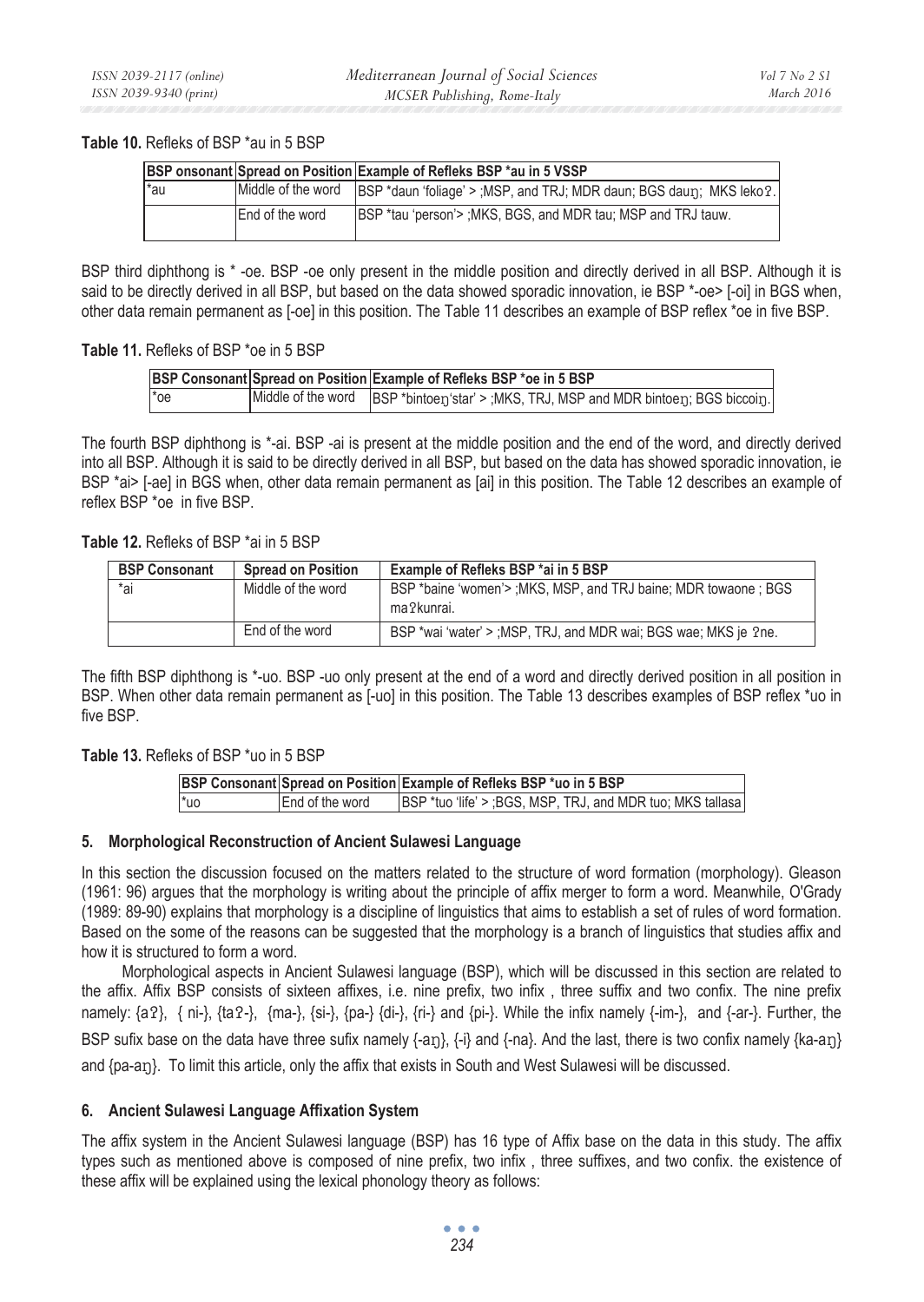**Table 10.** Refleks of BSP *au in 5 BSP

| BSP onsonant | Spread on Position | Example of Refleks BSP *au in 5 VSSP |
|---|---|---|
| *au | Middle of the word | BSP *daun 'foliage' > ;MSP, and TRJ; MDR daun; BGS dauŋ; MKS lekoʔ. |
| | End of the word | BSP *tau 'person'> ;MKS, BGS, and MDR tau; MSP and TRJ tauw. |

BSP third diphthong is * -oe. BSP -oe only present in the middle position and directly derived in all BSP. Although it is said to be directly derived in all BSP, but based on the data showed sporadic innovation, ie BSP *-oe> [-oi] in BGS when, other data remain permanent as [-oe] in this position. The Table 11 describes an example of BSP reflex *oe in five BSP.

**Table 11.** Refleks of BSP *oe in 5 BSP

| BSP Consonant | Spread on Position | Example of Refleks BSP *oe in 5 BSP |
|---|---|---|
| *oe | Middle of the word | BSP *bintoeŋ'star' > ;MKS, TRJ, MSP and MDR bintoeŋ; BGS biccoiŋ. |

The fourth BSP diphthong is *-ai. BSP -ai is present at the middle position and the end of the word, and directly derived into all BSP. Although it is said to be directly derived in all BSP, but based on the data has showed sporadic innovation, ie BSP *ai> [-ae] in BGS when, other data remain permanent as [ai] in this position. The Table 12 describes an example of reflex BSP *oe in five BSP.

**Table 12.** Refleks of BSP *ai in 5 BSP

| BSP Consonant | Spread on Position | Example of Refleks BSP *ai in 5 BSP |
|---|---|---|
| *ai | Middle of the word | BSP *baine 'women'> ;MKS, MSP, and TRJ baine; MDR towaone ; BGS maʔkunrai. |
| | End of the word | BSP *wai 'water' > ;MSP, TRJ, and MDR wai; BGS wae; MKS je ʔne. |

The fifth BSP diphthong is *-uo. BSP -uo only present at the end of a word and directly derived position in all position in BSP. When other data remain permanent as [-uo] in this position. The Table 13 describes examples of BSP reflex *uo in five BSP.

**Table 13.** Refleks of BSP *uo in 5 BSP

| BSP Consonant | Spread on Position | Example of Refleks BSP *uo in 5 BSP |
|---|---|---|
| *uo | End of the word | BSP *tuo 'life' > ;BGS, MSP, TRJ, and MDR tuo; MKS tallasa |

## 5. Morphological Reconstruction of Ancient Sulawesi Language

In this section the discussion focused on the matters related to the structure of word formation (morphology). Gleason (1961: 96) argues that the morphology is writing about the principle of affix merger to form a word. Meanwhile, O'Grady (1989: 89-90) explains that morphology is a discipline of linguistics that aims to establish a set of rules of word formation. Based on the some of the reasons can be suggested that the morphology is a branch of linguistics that studies affix and how it is structured to form a word.

Morphological aspects in Ancient Sulawesi language (BSP), which will be discussed in this section are related to the affix. Affix BSP consists of sixteen affixes, i.e. nine prefix, two infix , three suffix and two confix. The nine prefix namely: {aʔ}, { ni-}, {taʔ-}, {ma-}, {si-}, {pa-} {di-}, {ri-} and {pi-}. While the infix namely {-im-}, and {-ar-}. Further, the BSP sufix base on the data have three sufix namely {-aŋ}, {-i} and {-na}. And the last, there is two confix namely {ka-aŋ} and {pa-aŋ}. To limit this article, only the affix that exists in South and West Sulawesi will be discussed.

## 6. Ancient Sulawesi Language Affixation System

The affix system in the Ancient Sulawesi language (BSP) has 16 type of Affix base on the data in this study. The affix types such as mentioned above is composed of nine prefix, two infix , three suffixes, and two confix. the existence of these affix will be explained using the lexical phonology theory as follows: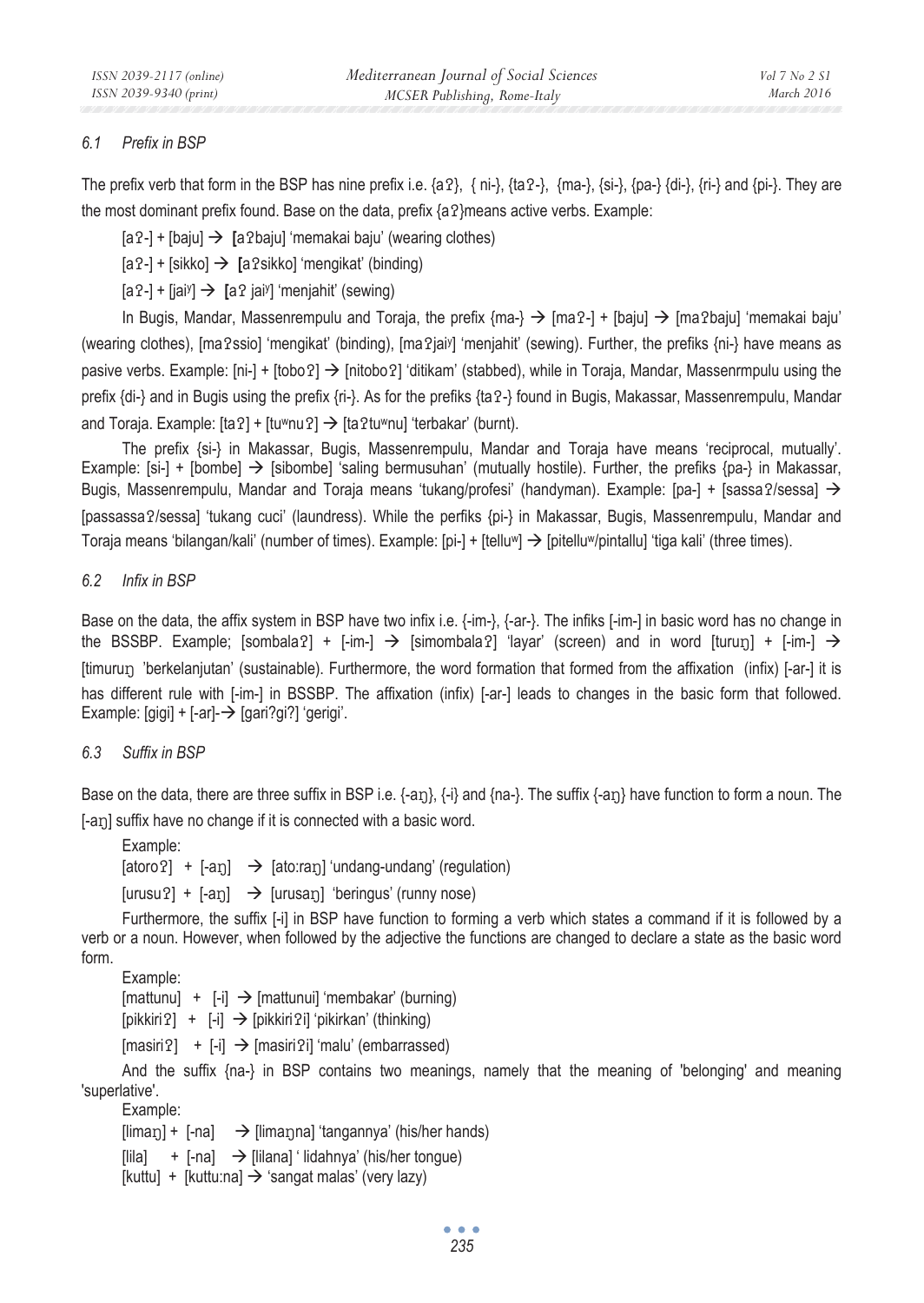### *6.1 Prefix in BSP*

The prefix verb that form in the BSP has nine prefix i.e. {aʔ}, { ni-}, {taʔ-}, {ma-}, {si-}, {pa-} {di-}, {ri-} and {pi-}. They are the most dominant prefix found. Base on the data, prefix {aʔ}means active verbs. Example:

[aʔ-] + [baju] → **[**aʔbaju] 'memakai baju' (wearing clothes)

[aʔ-] + [sikko] → **[**aʔsikko] 'mengikat' (binding)

[aʔ-] + [jai$^y$] → **[**aʔ jai$^y$] 'menjahit' (sewing)

In Bugis, Mandar, Massenrempulu and Toraja, the prefix {ma-} → [maʔ-] + [baju] → [maʔbaju] 'memakai baju' (wearing clothes), [maʔssio] 'mengikat' (binding), [maʔjai$^y$] 'menjahit' (sewing). Further, the prefiks {ni-} have means as pasive verbs. Example: [ni-] + [toboʔ] → [nitoboʔ] 'ditikam' (stabbed), while in Toraja, Mandar, Massenrmpulu using the prefix {di-} and in Bugis using the prefix {ri-}. As for the prefiks {taʔ-} found in Bugis, Makassar, Massenrempulu, Mandar and Toraja. Example: [taʔ] + [tu$^w$nuʔ] → [taʔtu$^w$nu] 'terbakar' (burnt).

The prefix {si-} in Makassar, Bugis, Massenrempulu, Mandar and Toraja have means 'reciprocal, mutually'. Example: [si-] + [bombe] → [sibombe] 'saling bermusuhan' (mutually hostile). Further, the prefiks {pa-} in Makassar, Bugis, Massenrempulu, Mandar and Toraja means 'tukang/profesi' (handyman). Example: [pa-] + [sassaʔ/sessa] → [passassaʔ/sessa] 'tukang cuci' (laundress). While the perfiks {pi-} in Makassar, Bugis, Massenrempulu, Mandar and Toraja means 'bilangan/kali' (number of times). Example: [pi-] + [tellu$^w$] → [pitellu$^w$/pintallu] 'tiga kali' (three times).

### *6.2 Infix in BSP*

Base on the data, the affix system in BSP have two infix i.e. {-im-}, {-ar-}. The infiks [-im-] in basic word has no change in the BSSBP. Example; [sombalaʔ] + [-im-] → [simombalaʔ] 'layar' (screen) and in word [turuŋ] + [-im-] → [timuruŋ 'berkelanjutan' (sustainable). Furthermore, the word formation that formed from the affixation (infix) [-ar-] it is has different rule with [-im-] in BSSBP. The affixation (infix) [-ar-] leads to changes in the basic form that followed. Example: [gigi] + [-ar]-→ [gariʔgiʔ] 'gerigi'.

### *6.3 Suffix in BSP*

Base on the data, there are three suffix in BSP i.e. {-aŋ}, {-i} and {na-}. The suffix {-aŋ} have function to form a noun. The [-aŋ] suffix have no change if it is connected with a basic word.

Example:

[atoroʔ] + [-aŋ] → [ato:raŋ] 'undang-undang' (regulation)

[urusuʔ] + [-aŋ] → [urusaŋ] 'beringus' (runny nose)

Furthermore, the suffix [-i] in BSP have function to forming a verb which states a command if it is followed by a verb or a noun. However, when followed by the adjective the functions are changed to declare a state as the basic word form.

Example:

[mattunu] + [-i] → [mattunui] 'membakar' (burning)

[pikkiriʔ] + [-i] → [pikkiriʔi] 'pikirkan' (thinking)

[masiriʔ] + [-i] → [masiriʔi] 'malu' (embarrassed)

And the suffix {na-} in BSP contains two meanings, namely that the meaning of 'belonging' and meaning 'superlative'.

Example:

[limaŋ] + [-na] → [limaŋna] 'tangannya' (his/her hands)

[lila] + [-na] → [lilana] ' lidahnya' (his/her tongue)

[kuttu] + [kuttu:na] → 'sangat malas' (very lazy)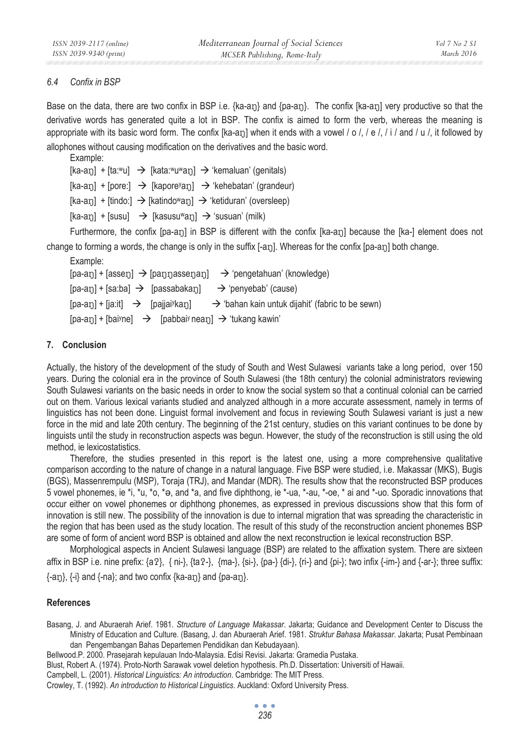### 6.4 Confix in BSP

Base on the data, there are two confix in BSP i.e. {ka-aŋ} and {pa-aŋ}. The confix [ka-aŋ] very productive so that the derivative words has generated quite a lot in BSP. The confix is aimed to form the verb, whereas the meaning is appropriate with its basic word form. The confix [ka-aŋ] when it ends with a vowel / o /, / e /, / i / and / u /, it followed by allophones without causing modification on the derivatives and the basic word.

Example:

[ka-aŋ] + [ta:ʷu] → [kata:ʷuʷaŋ] → 'kemaluan' (genitals)

[ka-aŋ] + [pore:] → [kaporeʸaŋ] → 'kehebatan' (grandeur)

[ka-aŋ] + [tindo:] → [katindoʷaŋ] → 'ketiduran' (oversleep)

[ka-aŋ] + [susu] → [kasusuʷaŋ] → 'susuan' (milk)

Furthermore, the confix [pa-aŋ] in BSP is different with the confix [ka-aŋ] because the [ka-] element does not change to forming a words, the change is only in the suffix [-aŋ]. Whereas for the confix [pa-aŋ] both change.

Example:

[pa-aŋ] + [asseŋ] → [paŋŋasseŋaŋ] → 'pengetahuan' (knowledge)

[pa-aŋ] + [sa:ba] → [passabakaŋ] → 'penyebab' (cause)

[pa-aŋ] + [ja:it] → [pajjaiʸkaŋ] → 'bahan kain untuk dijahit' (fabric to be sewn)

[pa-aŋ] + [baiʸne] → [pabbaiʸ neaŋ] → 'tukang kawin'

## 7. Conclusion

Actually, the history of the development of the study of South and West Sulawesi variants take a long period, over 150 years. During the colonial era in the province of South Sulawesi (the 18th century) the colonial administrators reviewing South Sulawesi variants on the basic needs in order to know the social system so that a continual colonial can be carried out on them. Various lexical variants studied and analyzed although in a more accurate assessment, namely in terms of linguistics has not been done. Linguist formal involvement and focus in reviewing South Sulawesi variant is just a new force in the mid and late 20th century. The beginning of the 21st century, studies on this variant continues to be done by linguists until the study in reconstruction aspects was begun. However, the study of the reconstruction is still using the old method, ie lexicostatistics.

Therefore, the studies presented in this report is the latest one, using a more comprehensive qualitative comparison according to the nature of change in a natural language. Five BSP were studied, i.e. Makassar (MKS), Bugis (BGS), Massenrempulu (MSP), Toraja (TRJ), and Mandar (MDR). The results show that the reconstructed BSP produces 5 vowel phonemes, ie *i, *u, *o, *ə, and *a, and five diphthong, ie *-ua, *-au, *-oe, * ai and *-uo. Sporadic innovations that occur either on vowel phonemes or diphthong phonemes, as expressed in previous discussions show that this form of innovation is still new. The possibility of the innovation is due to internal migration that was spreading the characteristic in the region that has been used as the study location. The result of this study of the reconstruction ancient phonemes BSP are some of form of ancient word BSP is obtained and allow the next reconstruction ie lexical reconstruction BSP.

Morphological aspects in Ancient Sulawesi language (BSP) are related to the affixation system. There are sixteen affix in BSP i.e. nine prefix: {aʔ}, { ni-}, {taʔ-}, {ma-}, {si-}, {pa-} {di-}, {ri-} and {pi-}; two infix {-im-} and {-ar-}; three suffix: {-aŋ}, {-i} and {-na}; and two confix {ka-aŋ} and {pa-aŋ}.

## References

Basang, J. and Aburaerah Arief. 1981. *Structure of Language Makassar*. Jakarta; Guidance and Development Center to Discuss the Ministry of Education and Culture. (Basang, J. dan Aburaerah Arief. 1981. *Struktur Bahasa Makassar*. Jakarta; Pusat Pembinaan dan Pengembangan Bahas Departemen Pendidikan dan Kebudayaan).

Bellwood.P. 2000. Prasejarah kepulauan Indo-Malaysia. Edisi Revisi. Jakarta: Gramedia Pustaka.

Blust, Robert A. (1974). Proto-North Sarawak vowel deletion hypothesis. Ph.D. Dissertation: Universiti of Hawaii.

Campbell, L. (2001). *Historical Linguistics: An introduction*. Cambridge: The MIT Press.

Crowley, T. (1992). *An introduction to Historical Linguistics*. Auckland: Oxford University Press.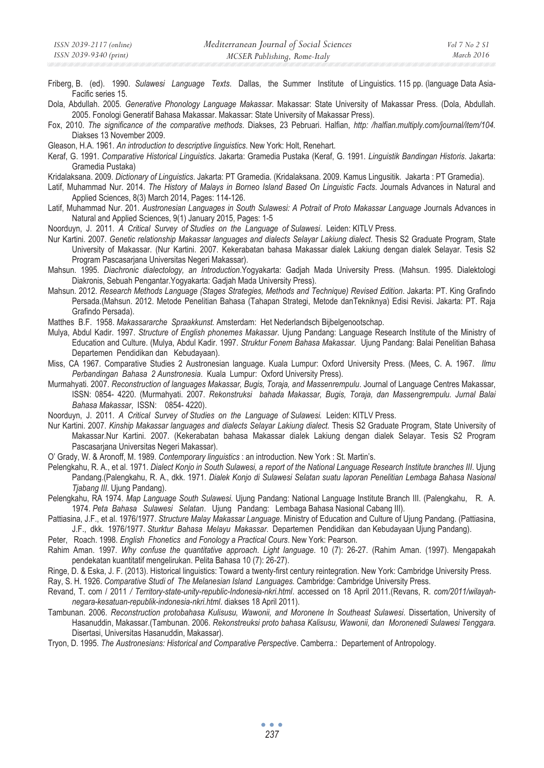Friberg, B. (ed). 1990. *Sulawesi Language Texts*. Dallas, the Summer Institute of Linguistics. 115 pp. (language Data Asia-Facific series 15.

Dola, Abdullah. 2005. *Generative Phonology Language Makassar*. Makassar: State University of Makassar Press. (Dola, Abdullah. 2005. Fonologi Generatif Bahasa Makassar. Makassar: State University of Makassar Press).

Fox, 2010. *The significance of the comparative methods*. Diakses, 23 Pebruari. Halfian, *http: /halfian.multiply.com/journal/item/104.* Diakses 13 November 2009.

Gleason, H.A. 1961. *An introduction to descriptive linguistics*. New York: Holt, Renehart.

Keraf, G. 1991. *Comparative Historical Linguistics*. Jakarta: Gramedia Pustaka (Keraf, G. 1991. *Linguistik Bandingan Historis*. Jakarta: Gramedia Pustaka)

Kridalaksana. 2009. *Dictionary of Linguistics*. Jakarta: PT Gramedia. (Kridalaksana. 2009. Kamus Lingusitik. Jakarta : PT Gramedia).

Latif, Muhammad Nur. 2014. *The History of Malays in Borneo Island Based On Linguistic Facts*. Journals Advances in Natural and Applied Sciences, 8(3) March 2014, Pages: 114-126.

Latif, Muhammad Nur. 201. *Austronesian Languages in South Sulawesi: A Potrait of Proto Makassar Language* Journals Advances in Natural and Applied Sciences, 9(1) January 2015, Pages: 1-5

Noorduyn, J. 2011. *A Critical Survey of Studies on the Language of Sulawesi*. Leiden: KITLV Press.

Nur Kartini. 2007. *Genetic relationship Makassar languages and dialects Selayar Lakiung dialect*. Thesis S2 Graduate Program, State University of Makassar. (Nur Kartini. 2007. Kekerabatan bahasa Makassar dialek Lakiung dengan dialek Selayar. Tesis S2 Program Pascasarjana Universitas Negeri Makassar).

Mahsun. 1995. *Diachronic dialectology, an Introduction*.Yogyakarta: Gadjah Mada University Press. (Mahsun. 1995. Dialektologi Diakronis, Sebuah Pengantar.Yogyakarta: Gadjah Mada University Press).

Mahsun. 2012. *Research Methods Language (Stages Strategies, Methods and Technique) Revised Edition*. Jakarta: PT. King Grafindo Persada.(Mahsun. 2012. Metode Penelitian Bahasa (Tahapan Strategi, Metode danTekniknya) Edisi Revisi. Jakarta: PT. Raja Grafindo Persada).

Matthes B.F. 1958. *Makassararche Spraakkunst*. Amsterdam: Het Nederlandsch Bijbelgenootschap.

Mulya, Abdul Kadir. 1997. *Structure of English phonemes Makassar*. Ujung Pandang: Language Research Institute of the Ministry of Education and Culture. (Mulya, Abdul Kadir. 1997. *Struktur Fonem Bahasa Makassar*. Ujung Pandang: Balai Penelitian Bahasa Departemen Pendidikan dan Kebudayaan).

Miss, CA 1967. Comparative Studies 2 Austronesian language. Kuala Lumpur: Oxford University Press. (Mees, C. A. 1967. *Ilmu Perbandingan Bahasa 2 Aunstronesia*. Kuala Lumpur: Oxford University Press).

Murmahyati. 2007. *Reconstruction of languages Makassar, Bugis, Toraja, and Massenrempulu*. Journal of Language Centres Makassar, ISSN: 0854- 4220. (Murmahyati. 2007. *Rekonstruksi bahada Makassar, Bugis, Toraja, dan Massengrempulu. Jurnal Balai Bahasa Makassar*, ISSN: 0854- 4220).

Noorduyn, J. 2011. *A Critical Survey of Studies on the Language of Sulawesi.* Leiden: KITLV Press.

Nur Kartini. 2007. *Kinship Makassar languages and dialects Selayar Lakiung dialect*. Thesis S2 Graduate Program, State University of Makassar.Nur Kartini. 2007. (Kekerabatan bahasa Makassar dialek Lakiung dengan dialek Selayar. Tesis S2 Program Pascasarjana Universitas Negeri Makassar).

O' Grady, W. & Aronoff, M. 1989. *Contemporary linguistics* : an introduction. New York : St. Martin's.

Pelengkahu, R. A., et al. 1971. *Dialect Konjo in South Sulawesi, a report of the National Language Research Institute branches III*. Ujung Pandang.(Palengkahu, R. A., dkk. 1971. *Dialek Konjo di Sulawesi Selatan suatu laporan Penelitian Lembaga Bahasa Nasional Tjabang III*. Ujung Pandang).

Pelengkahu, RA 1974. *Map Language South Sulawesi.* Ujung Pandang: National Language Institute Branch III. (Palengkahu, R. A. 1974. *Peta Bahasa Sulawesi Selatan*. Ujung Pandang: Lembaga Bahasa Nasional Cabang III).

Pattiasina, J.F., et al. 1976/1977. *Structure Malay Makassar Language*. Ministry of Education and Culture of Ujung Pandang. (Pattiasina, J.F., dkk. 1976/1977. *Sturktur Bahasa Melayu Makassar*. Departemen Pendidikan dan Kebudayaan Ujung Pandang).

Peter, Roach. 1998. *English Fhonetics and Fonology a Practical Cours*. New York: Pearson.

Rahim Aman. 1997. *Why confuse the quantitative approach. Light language*. 10 (7): 26-27. (Rahim Aman. (1997). Mengapakah pendekatan kuantitatif mengelirukan. Pelita Bahasa 10 (7): 26-27).

Ringe, D. & Eska, J. F. (2013). Historical linguistics: Toward a twenty-first century reintegration. New York: Cambridge University Press.

Ray, S. H. 1926. *Comparative Studi of The Melanesian Island Languages.* Cambridge: Cambridge University Press.

Revand, T. com / 2011 */ Territory-state-unity-republic-Indonesia-nkri.html*. accessed on 18 April 2011.(Revans, R. *com/2011/wilayah-negara-kesatuan-republik-indonesia-nkri.html*. diakses 18 April 2011).

Tambunan. 2006. *Reconstruction protobahasa Kulisusu, Wawonii, and Moronene In Southeast Sulawesi*. Dissertation, University of Hasanuddin, Makassar.(Tambunan. 2006. *Rekonstreuksi proto bahasa Kalisusu, Wawonii, dan Moronenedi Sulawesi Tenggara*. Disertasi, Universitas Hasanuddin, Makassar).

Tryon, D. 1995. *The Austronesians: Historical and Comparative Perspective*. Camberra.: Departement of Antropology.